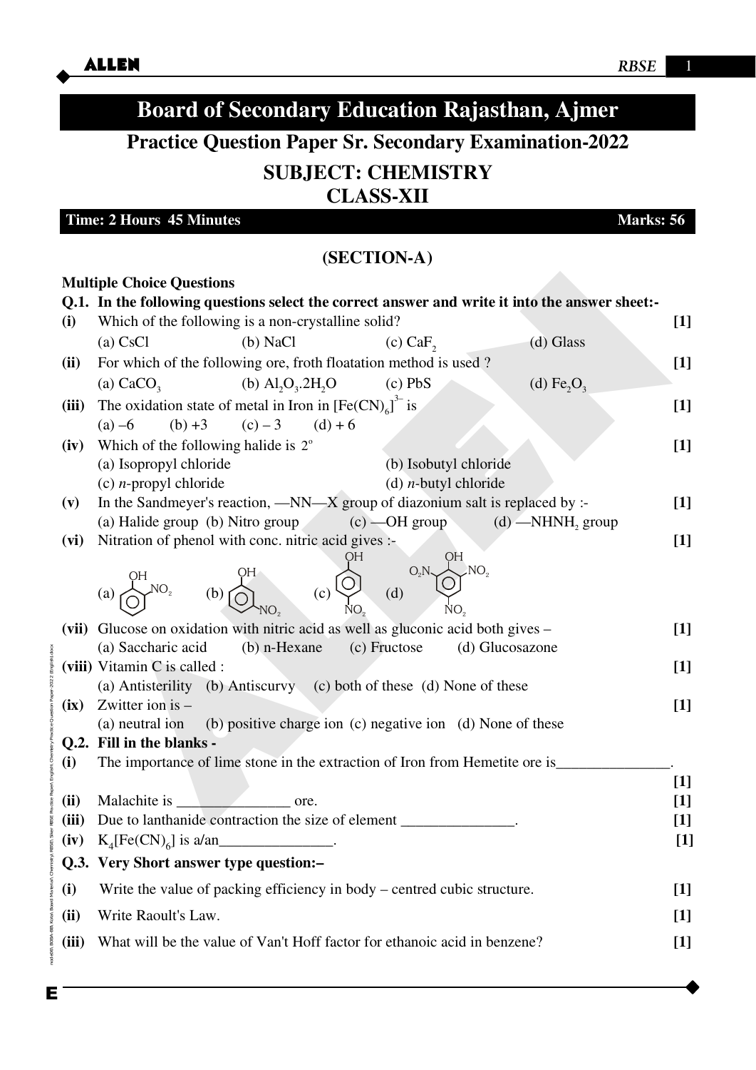# Board of Secondary Education Rajasthan, Ajmer

## Practice Question Paper Sr. Secondary Examination-2022

## SUBJECT: CHEMISTRY

## CLASS-XII

**Time: 2 Hours 45 Minutes** **Marks: 56**

### (SECTION-A)

**Multiple Choice Questions**

**Q.1. In the following questions select the correct answer and write it into the answer sheet:-**

**(i)** Which of the following is a non-crystalline solid? **[1]**

(a) CsCl (b) NaCl (c) $CaF_2$ (d) Glass

**(ii)** For which of the following ore, froth floatation method is used ? **[1]**

(a) $CaCO_3$ (b) $Al_2O_3.2H_2O$ (c) PbS (d) $Fe_2O_3$

**(iii)** The oxidation state of metal in Iron in $[Fe(CN)_6]^{3-}$ is **[1]**

(a) –6 (b) +3 (c) – 3 (d) + 6

**(iv)** Which of the following halide is $2^o$ **[1]**

(a) Isopropyl chloride (b) Isobutyl chloride

(c) *n*-propyl chloride (d) *n*-butyl chloride

**(v)** In the Sandmeyer's reaction, —NN—X group of diazonium salt is replaced by :- **[1]**

(a) Halide group (b) Nitro group (c) —OH group (d) —$NHNH_2$ group

**(vi)** Nitration of phenol with conc. nitric acid gives :- **[1]**

(a) o-nitrophenol (OH with $NO_2$ at ortho position) (b) m-nitrophenol (OH with $NO_2$ at meta position) (c) p-nitrophenol (OH with $NO_2$ at para position) (d) 2,4,6-trinitrophenol (OH with $O_2N$, $NO_2$, $NO_2$ at 2,4,6 positions)

**(vii)** Glucose on oxidation with nitric acid as well as gluconic acid both gives – **[1]**

(a) Saccharic acid (b) n-Hexane (c) Fructose (d) Glucosazone

**(viii)** Vitamin C is called : **[1]**

(a) Antisterility (b) Antiscurvy (c) both of these (d) None of these

**(ix)** Zwitter ion is – **[1]**

(a) neutral ion (b) positive charge ion (c) negative ion (d) None of these

**Q.2. Fill in the blanks -**

**(i)** The importance of lime stone in the extraction of Iron from Hemetite ore is_______________. **[1]**

**(ii)** Malachite is _______________ ore. **[1]**

**(iii)** Due to lanthanide contraction the size of element _______________. **[1]**

**(iv)** $K_4[Fe(CN)_6]$ is a/an_______________. **[1]**

**Q.3. Very Short answer type question:–**

**(i)** Write the value of packing efficiency in body – centred cubic structure. **[1]**

**(ii)** Write Raoult's Law. **[1]**

**(iii)** What will be the value of Van't Hoff factor for ethanoic acid in benzene? **[1]**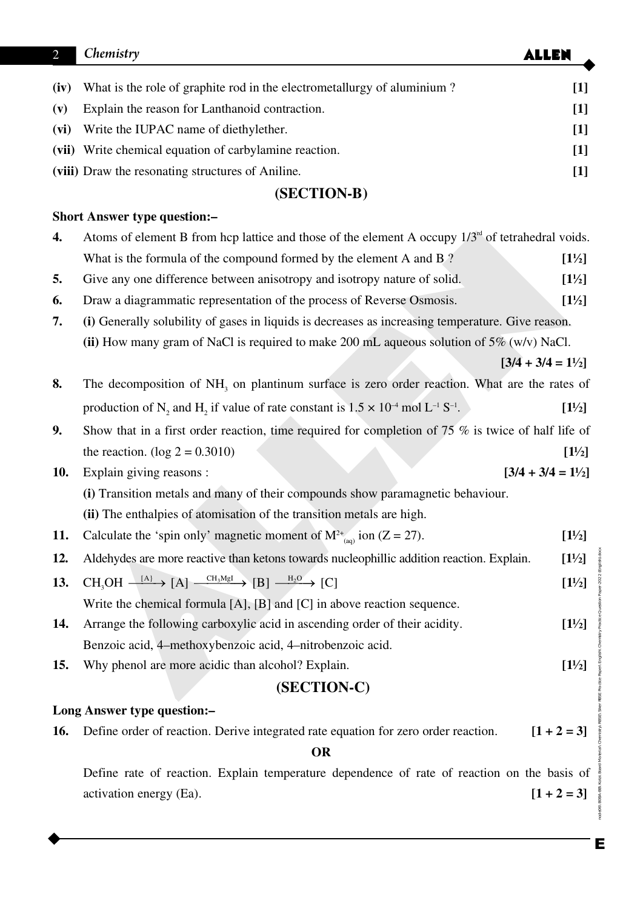**(iv)** What is the role of graphite rod in the electrometallurgy of aluminium ? **[1]**

**(v)** Explain the reason for Lanthanoid contraction. **[1]**

**(vi)** Write the IUPAC name of diethylether. **[1]**

**(vii)** Write chemical equation of carbylamine reaction. **[1]**

**(viii)** Draw the resonating structures of Aniline. **[1]**

## (SECTION-B)

**Short Answer type question:–**

**4.** Atoms of element B from hcp lattice and those of the element A occupy 1/3rd of tetrahedral voids. What is the formula of the compound formed by the element A and B ? **[1½]**

**5.** Give any one difference between anisotropy and isotropy nature of solid. **[1½]**

**6.** Draw a diagrammatic representation of the process of Reverse Osmosis. **[1½]**

**7.** **(i)** Generally solubility of gases in liquids is decreases as increasing temperature. Give reason.

**(ii)** How many gram of NaCl is required to make 200 mL aqueous solution of 5% (w/v) NaCl.

**[3/4 + 3/4 = 1½]**

**8.** The decomposition of $NH_3$ on plantinum surface is zero order reaction. What are the rates of production of $N_2$ and $H_2$ if value of rate constant is $1.5 \times 10^{-4}$ mol $L^{-1}$ $S^{-1}$. **[1½]**

**9.** Show that in a first order reaction, time required for completion of 75 % is twice of half life of the reaction. (log 2 = 0.3010) **[1½]**

**10.** Explain giving reasons : **[3/4 + 3/4 = 1½]**

**(i)** Transition metals and many of their compounds show paramagnetic behaviour.

**(ii)** The enthalpies of atomisation of the transition metals are high.

**11.** Calculate the 'spin only' magnetic moment of $M^{2+}_{(aq)}$ ion (Z = 27). **[1½]**

**12.** Aldehydes are more reactive than ketons towards nucleophillic addition reaction. Explain. **[1½]**

**13.** $CH_3OH \xrightarrow{[A]} [A] \xrightarrow{CH_3MgI} [B] \xrightarrow{H_2O} [C]$ **[1½]**

Write the chemical formula [A], [B] and [C] in above reaction sequence.

**14.** Arrange the following carboxylic acid in ascending order of their acidity. **[1½]**

Benzoic acid, 4–methoxybenzoic acid, 4–nitrobenzoic acid.

**15.** Why phenol are more acidic than alcohol? Explain. **[1½]**

## (SECTION-C)

**Long Answer type question:–**

**16.** Define order of reaction. Derive integrated rate equation for zero order reaction. **[1 + 2 = 3]**

**OR**

Define rate of reaction. Explain temperature dependence of rate of reaction on the basis of activation energy (Ea). **[1 + 2 = 3]**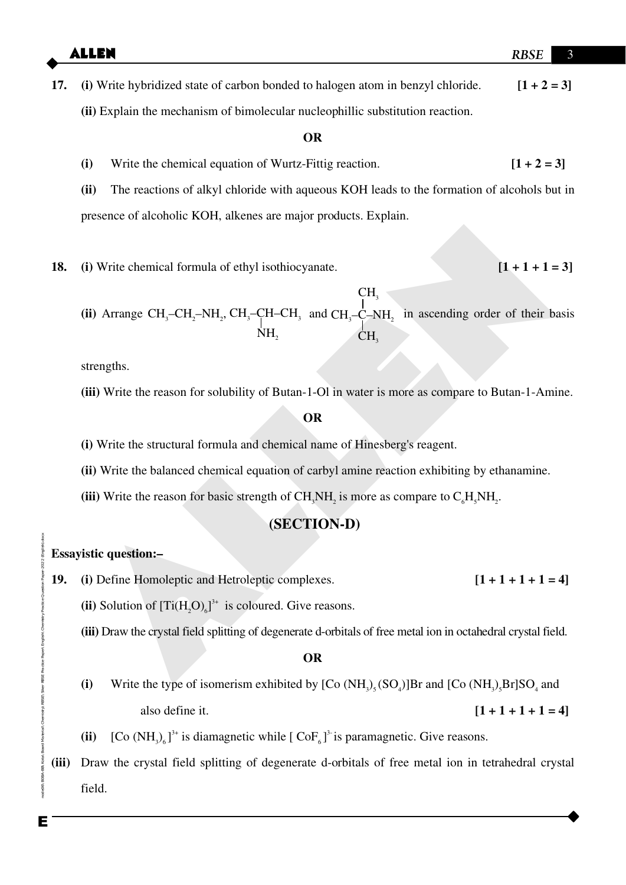**17.** **(i)** Write hybridized state of carbon bonded to halogen atom in benzyl chloride. **[1 + 2 = 3]**

**(ii)** Explain the mechanism of bimolecular nucleophillic substitution reaction.

**OR**

**(i)** Write the chemical equation of Wurtz-Fittig reaction. **[1 + 2 = 3]**

**(ii)** The reactions of alkyl chloride with aqueous KOH leads to the formation of alcohols but in presence of alcoholic KOH, alkenes are major products. Explain.

**18.** **(i)** Write chemical formula of ethyl isothiocyanate. **[1 + 1 + 1 = 3]**

**(ii)** Arrange $CH_3–CH_2–NH_2$, $CH_3–\underset{NH_2}{\underset{|}{CH}}–CH_3$ and $CH_3–\overset{CH_3}{\overset{|}{\underset{CH_3}{\underset{|}{C}}}}–NH_2$ in ascending order of their basis strengths.

**(iii)** Write the reason for solubility of Butan-1-Ol in water is more as compare to Butan-1-Amine.

**OR**

**(i)** Write the structural formula and chemical name of Hinesberg's reagent.

**(ii)** Write the balanced chemical equation of carbyl amine reaction exhibiting by ethanamine.

**(iii)** Write the reason for basic strength of $CH_3NH_2$ is more as compare to $C_6H_5NH_2$.

## (SECTION-D)

**Essayistic question:–**

**19.** **(i)** Define Homoleptic and Hetroleptic complexes. **[1 + 1 + 1 + 1 = 4]**

**(ii)** Solution of $[Ti(H_2O)_6]^{3+}$ is coloured. Give reasons.

**(iii)** Draw the crystal field splitting of degenerate d-orbitals of free metal ion in octahedral crystal field.

**OR**

**(i)** Write the type of isomerism exhibited by $[Co(NH_3)_5(SO_4)]Br$ and $[Co(NH_3)_5Br]SO_4$ and also define it. **[1 + 1 + 1 + 1 = 4]**

**(ii)** $[Co(NH_3)_6]^{3+}$ is diamagnetic while $[CoF_6]^{3-}$ is paramagnetic. Give reasons.

**(iii)** Draw the crystal field splitting of degenerate d-orbitals of free metal ion in tetrahedral crystal field.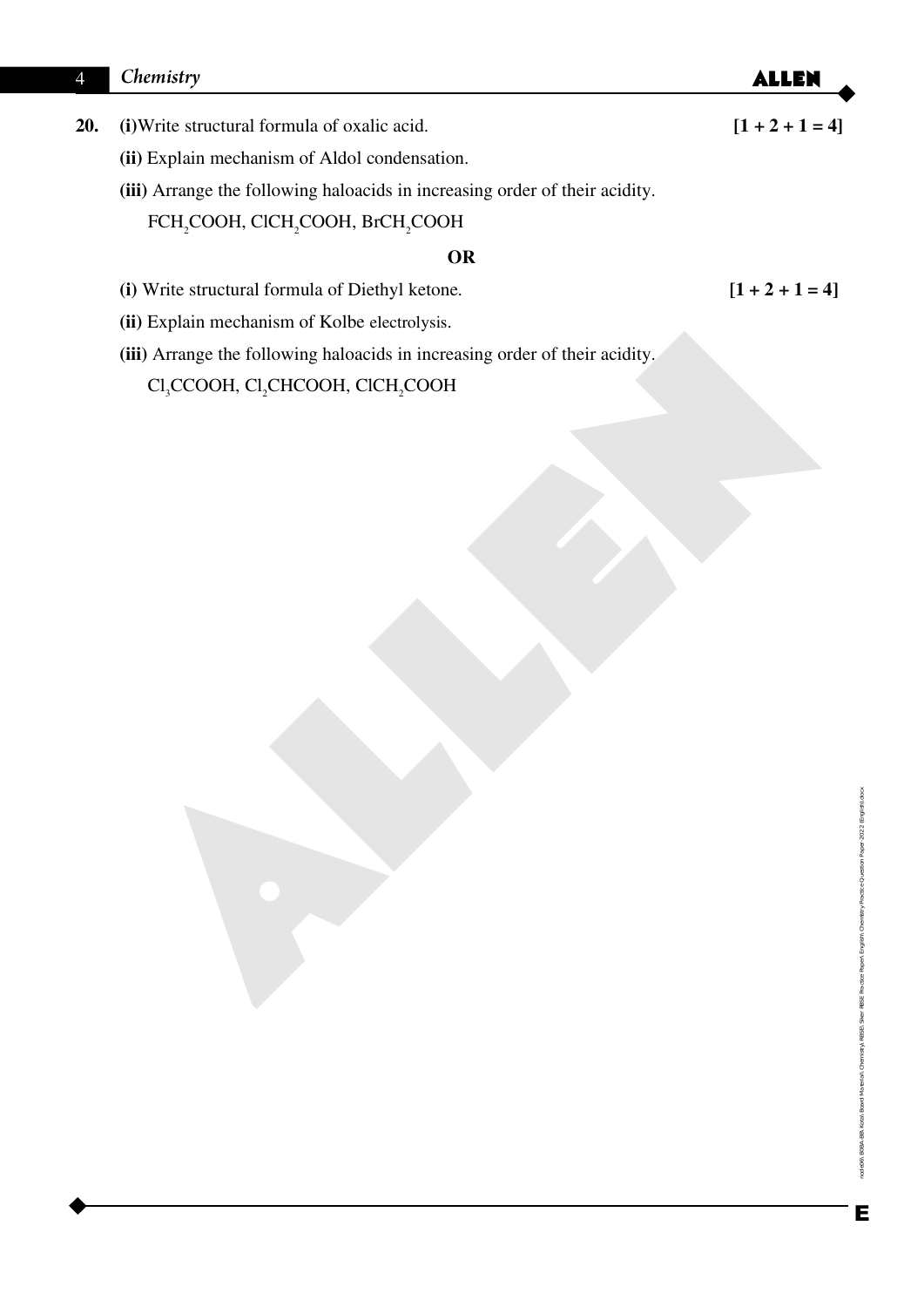**20.** **(i)** Write structural formula of oxalic acid. **[1 + 2 + 1 = 4]**

**(ii)** Explain mechanism of Aldol condensation.

**(iii)** Arrange the following haloacids in increasing order of their acidity.

$FCH_2COOH$, $ClCH_2COOH$, $BrCH_2COOH$

**OR**

**(i)** Write structural formula of Diethyl ketone. **[1 + 2 + 1 = 4]**

**(ii)** Explain mechanism of Kolbe electrolysis.

**(iii)** Arrange the following haloacids in increasing order of their acidity.

$Cl_3CCOOH$, $Cl_2CHCOOH$, $ClCH_2COOH$